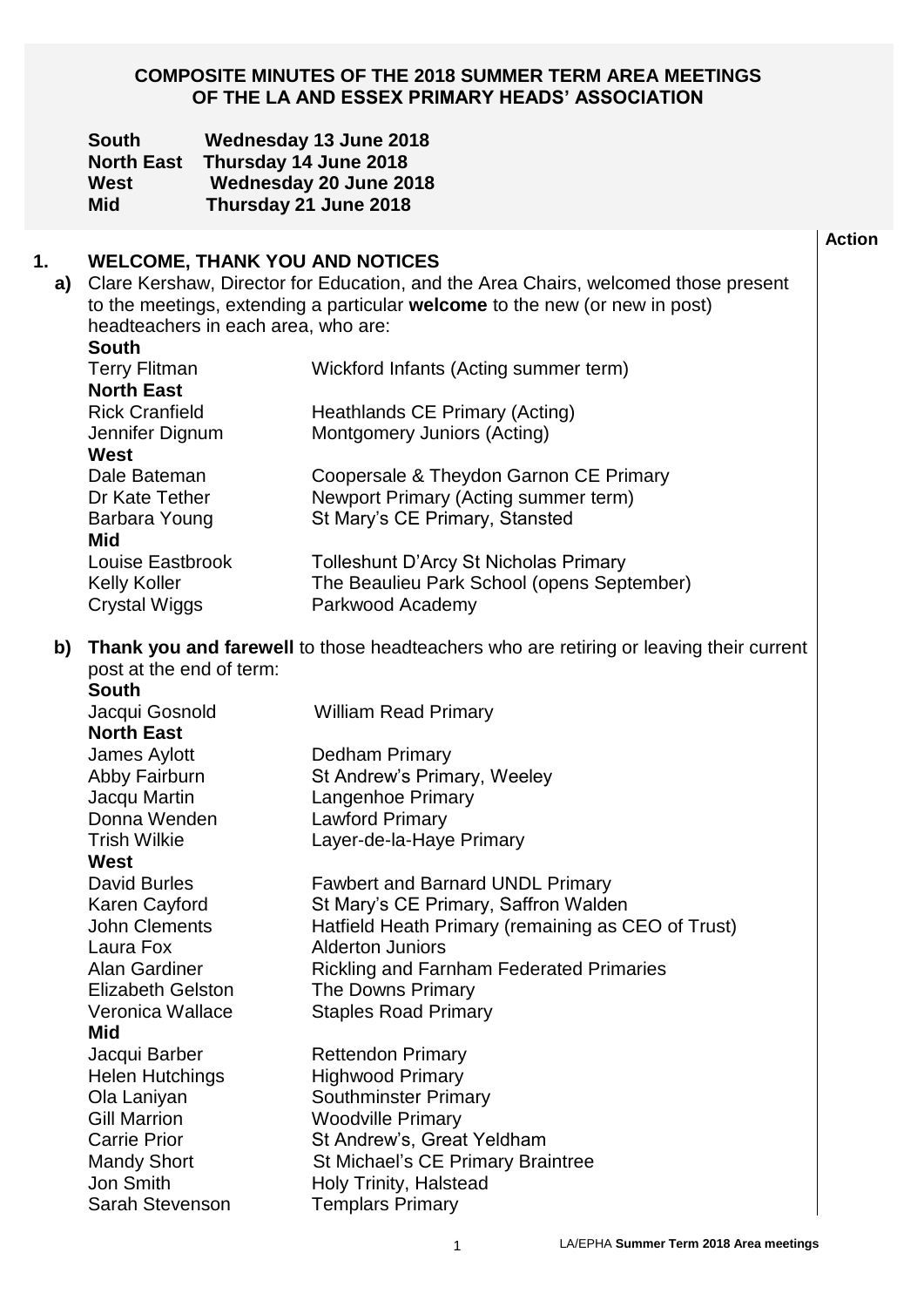**COMPOSITE MINUTES OF THE 2018 SUMMER TERM AREA MEETINGS OF THE LA AND ESSEX PRIMARY HEADS' ASSOCIATION**

| | |
|---|---|
| **South** | **Wednesday 13 June 2018** |
| **North East** | **Thursday 14 June 2018** |
| **West** | **Wednesday 20 June 2018** |
| **Mid** | **Thursday 21 June 2018** |

**Action**

## 1. WELCOME, THANK YOU AND NOTICES

**a)** Clare Kershaw, Director for Education, and the Area Chairs, welcomed those present to the meetings, extending a particular **welcome** to the new (or new in post) headteachers in each area, who are:

| | |
|---|---|
| **South** | |
| Terry Flitman | Wickford Infants (Acting summer term) |
| **North East** | |
| Rick Cranfield | Heathlands CE Primary (Acting) |
| Jennifer Dignum | Montgomery Juniors (Acting) |
| **West** | |
| Dale Bateman | Coopersale & Theydon Garnon CE Primary |
| Dr Kate Tether | Newport Primary (Acting summer term) |
| Barbara Young | St Mary's CE Primary, Stansted |
| **Mid** | |
| Louise Eastbrook | Tolleshunt D'Arcy St Nicholas Primary |
| Kelly Koller | The Beaulieu Park School (opens September) |
| Crystal Wiggs | Parkwood Academy |

**b)** **Thank you and farewell** to those headteachers who are retiring or leaving their current post at the end of term:

| | |
|---|---|
| **South** | |
| Jacqui Gosnold | William Read Primary |
| **North East** | |
| James Aylott | Dedham Primary |
| Abby Fairburn | St Andrew's Primary, Weeley |
| Jacqu Martin | Langenhoe Primary |
| Donna Wenden | Lawford Primary |
| Trish Wilkie | Layer-de-la-Haye Primary |
| **West** | |
| David Burles | Fawbert and Barnard UNDL Primary |
| Karen Cayford | St Mary's CE Primary, Saffron Walden |
| John Clements | Hatfield Heath Primary (remaining as CEO of Trust) |
| Laura Fox | Alderton Juniors |
| Alan Gardiner | Rickling and Farnham Federated Primaries |
| Elizabeth Gelston | The Downs Primary |
| Veronica Wallace | Staples Road Primary |
| **Mid** | |
| Jacqui Barber | Rettendon Primary |
| Helen Hutchings | Highwood Primary |
| Ola Laniyan | Southminster Primary |
| Gill Marrion | Woodville Primary |
| Carrie Prior | St Andrew's, Great Yeldham |
| Mandy Short | St Michael's CE Primary Braintree |
| Jon Smith | Holy Trinity, Halstead |
| Sarah Stevenson | Templars Primary |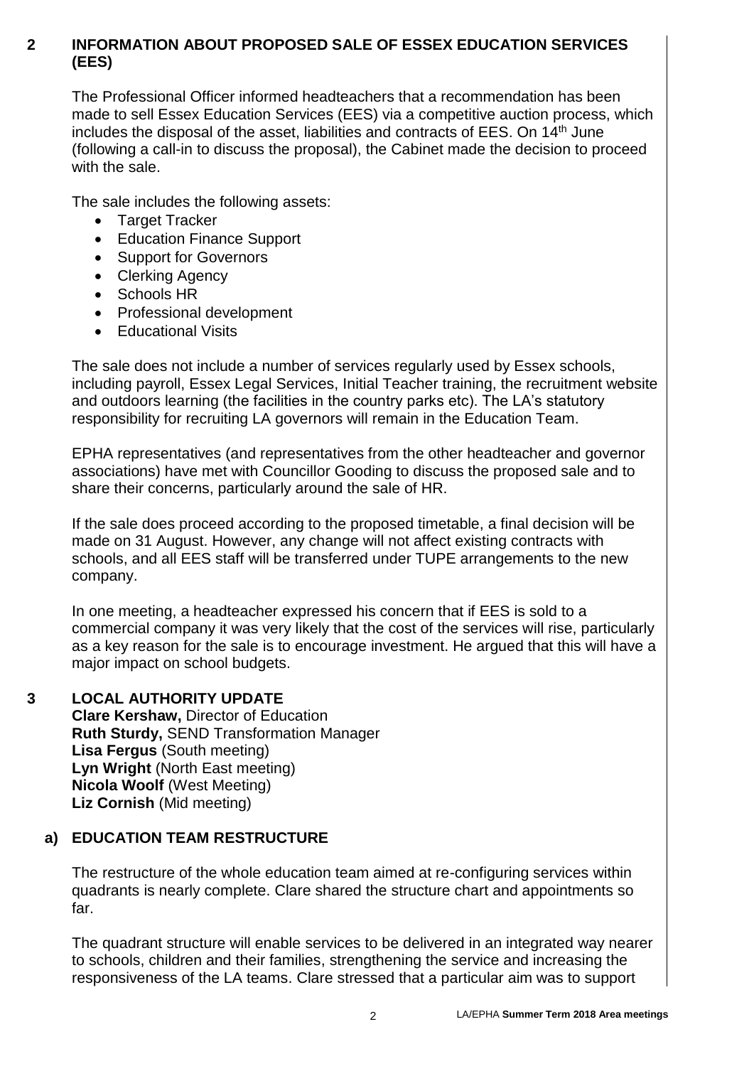## 2 INFORMATION ABOUT PROPOSED SALE OF ESSEX EDUCATION SERVICES (EES)

The Professional Officer informed headteachers that a recommendation has been made to sell Essex Education Services (EES) via a competitive auction process, which includes the disposal of the asset, liabilities and contracts of EES. On 14th June (following a call-in to discuss the proposal), the Cabinet made the decision to proceed with the sale.

The sale includes the following assets:

- Target Tracker
- Education Finance Support
- Support for Governors
- Clerking Agency
- Schools HR
- Professional development
- Educational Visits

The sale does not include a number of services regularly used by Essex schools, including payroll, Essex Legal Services, Initial Teacher training, the recruitment website and outdoors learning (the facilities in the country parks etc). The LA's statutory responsibility for recruiting LA governors will remain in the Education Team.

EPHA representatives (and representatives from the other headteacher and governor associations) have met with Councillor Gooding to discuss the proposed sale and to share their concerns, particularly around the sale of HR.

If the sale does proceed according to the proposed timetable, a final decision will be made on 31 August. However, any change will not affect existing contracts with schools, and all EES staff will be transferred under TUPE arrangements to the new company.

In one meeting, a headteacher expressed his concern that if EES is sold to a commercial company it was very likely that the cost of the services will rise, particularly as a key reason for the sale is to encourage investment. He argued that this will have a major impact on school budgets.

## 3 LOCAL AUTHORITY UPDATE

**Clare Kershaw,** Director of Education
**Ruth Sturdy,** SEND Transformation Manager
**Lisa Fergus** (South meeting)
**Lyn Wright** (North East meeting)
**Nicola Woolf** (West Meeting)
**Liz Cornish** (Mid meeting)

### a) EDUCATION TEAM RESTRUCTURE

The restructure of the whole education team aimed at re-configuring services within quadrants is nearly complete. Clare shared the structure chart and appointments so far.

The quadrant structure will enable services to be delivered in an integrated way nearer to schools, children and their families, strengthening the service and increasing the responsiveness of the LA teams. Clare stressed that a particular aim was to support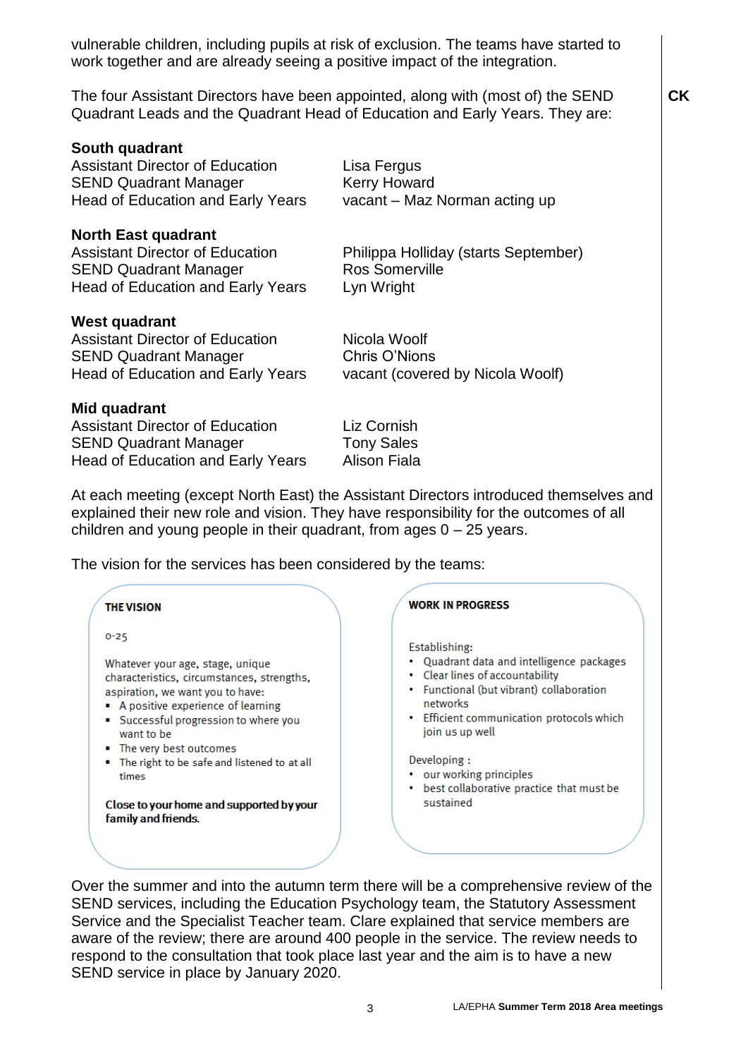vulnerable children, including pupils at risk of exclusion. The teams have started to work together and are already seeing a positive impact of the integration.

The four Assistant Directors have been appointed, along with (most of) the SEND Quadrant Leads and the Quadrant Head of Education and Early Years. They are: **CK**

**South quadrant**

| | |
|---|---|
| Assistant Director of Education | Lisa Fergus |
| SEND Quadrant Manager | Kerry Howard |
| Head of Education and Early Years | vacant – Maz Norman acting up |

**North East quadrant**

| | |
|---|---|
| Assistant Director of Education | Philippa Holliday (starts September) |
| SEND Quadrant Manager | Ros Somerville |
| Head of Education and Early Years | Lyn Wright |

**West quadrant**

| | |
|---|---|
| Assistant Director of Education | Nicola Woolf |
| SEND Quadrant Manager | Chris O'Nions |
| Head of Education and Early Years | vacant (covered by Nicola Woolf) |

**Mid quadrant**

| | |
|---|---|
| Assistant Director of Education | Liz Cornish |
| SEND Quadrant Manager | Tony Sales |
| Head of Education and Early Years | Alison Fiala |

At each meeting (except North East) the Assistant Directors introduced themselves and explained their new role and vision. They have responsibility for the outcomes of all children and young people in their quadrant, from ages 0 – 25 years.

The vision for the services has been considered by the teams:

**THE VISION**

0-25

Whatever your age, stage, unique characteristics, circumstances, strengths, aspiration, we want you to have:

- A positive experience of learning
- Successful progression to where you want to be
- The very best outcomes
- The right to be safe and listened to at all times

**Close to your home and supported by your family and friends.**

**WORK IN PROGRESS**

Establishing:

- Quadrant data and intelligence packages
- Clear lines of accountability
- Functional (but vibrant) collaboration networks
- Efficient communication protocols which join us up well

Developing :

- our working principles
- best collaborative practice that must be sustained

Over the summer and into the autumn term there will be a comprehensive review of the SEND services, including the Education Psychology team, the Statutory Assessment Service and the Specialist Teacher team. Clare explained that service members are aware of the review; there are around 400 people in the service. The review needs to respond to the consultation that took place last year and the aim is to have a new SEND service in place by January 2020.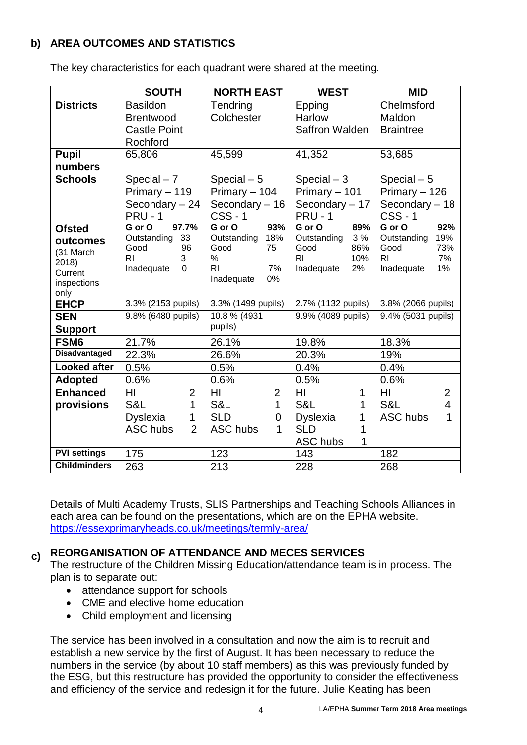## b) AREA OUTCOMES AND STATISTICS

The key characteristics for each quadrant were shared at the meeting.

| | SOUTH | NORTH EAST | WEST | MID |
|---|---|---|---|---|
| **Districts** | Basildon<br>Brentwood<br>Castle Point<br>Rochford | Tendring<br>Colchester | Epping<br>Harlow<br>Saffron Walden | Chelmsford<br>Maldon<br>Braintree |
| **Pupil numbers** | 65,806 | 45,599 | 41,352 | 53,685 |
| **Schools** | Special – 7<br>Primary – 119<br>Secondary – 24<br>PRU - 1 | Special – 5<br>Primary – 104<br>Secondary – 16<br>CSS - 1 | Special – 3<br>Primary – 101<br>Secondary – 17<br>PRU - 1 | Special – 5<br>Primary – 126<br>Secondary – 18<br>CSS - 1 |
| **Ofsted outcomes** (31 March 2018) Current inspections only | **G or O 97.7%**<br>Outstanding 33<br>Good 96<br>RI 3<br>Inadequate 0 | **G or O 93%**<br>Outstanding 18%<br>Good 75 %<br>RI 7%<br>Inadequate 0% | **G or O 89%**<br>Outstanding 3 %<br>Good 86%<br>RI 10%<br>Inadequate 2% | **G or O 92%**<br>Outstanding 19%<br>Good 73%<br>RI 7%<br>Inadequate 1% |
| **EHCP** | 3.3% (2153 pupils) | 3.3% (1499 pupils) | 2.7% (1132 pupils) | 3.8% (2066 pupils) |
| **SEN Support** | 9.8% (6480 pupils) | 10.8 % (4931 pupils) | 9.9% (4089 pupils) | 9.4% (5031 pupils) |
| **FSM6** | 21.7% | 26.1% | 19.8% | 18.3% |
| **Disadvantaged** | 22.3% | 26.6% | 20.3% | 19% |
| **Looked after** | 0.5% | 0.5% | 0.4% | 0.4% |
| **Adopted** | 0.6% | 0.6% | 0.5% | 0.6% |
| **Enhanced provisions** | HI 2<br>S&L 1<br>Dyslexia 1<br>ASC hubs 2 | HI 2<br>S&L 1<br>SLD 0<br>ASC hubs 1 | HI 1<br>S&L 1<br>Dyslexia 1<br>SLD 1<br>ASC hubs 1 | HI 2<br>S&L 4<br>ASC hubs 1 |
| **PVI settings** | 175 | 123 | 143 | 182 |
| **Childminders** | 263 | 213 | 228 | 268 |

Details of Multi Academy Trusts, SLIS Partnerships and Teaching Schools Alliances in each area can be found on the presentations, which are on the EPHA website. https://essexprimaryheads.co.uk/meetings/termly-area/

## c) REORGANISATION OF ATTENDANCE AND MECES SERVICES

The restructure of the Children Missing Education/attendance team is in process. The plan is to separate out:

- attendance support for schools
- CME and elective home education
- Child employment and licensing

The service has been involved in a consultation and now the aim is to recruit and establish a new service by the first of August. It has been necessary to reduce the numbers in the service (by about 10 staff members) as this was previously funded by the ESG, but this restructure has provided the opportunity to consider the effectiveness and efficiency of the service and redesign it for the future. Julie Keating has been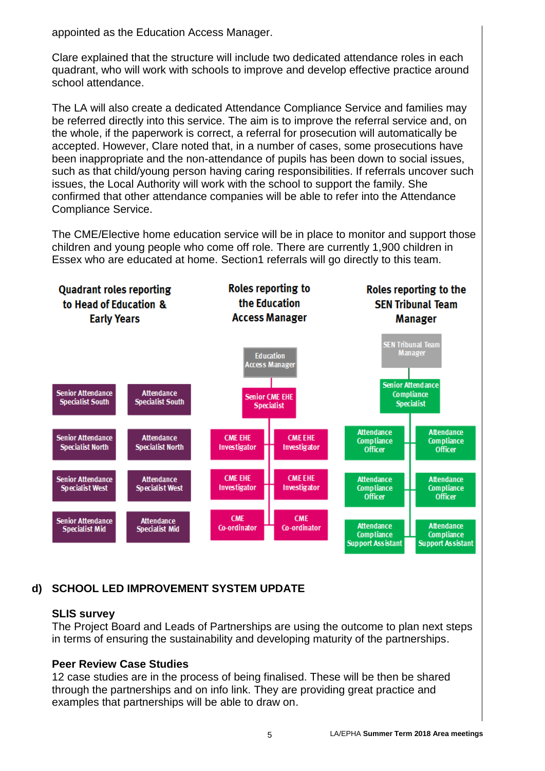appointed as the Education Access Manager.

Clare explained that the structure will include two dedicated attendance roles in each quadrant, who will work with schools to improve and develop effective practice around school attendance.

The LA will also create a dedicated Attendance Compliance Service and families may be referred directly into this service. The aim is to improve the referral service and, on the whole, if the paperwork is correct, a referral for prosecution will automatically be accepted. However, Clare noted that, in a number of cases, some prosecutions have been inappropriate and the non-attendance of pupils has been down to social issues, such as that child/young person having caring responsibilities. If referrals uncover such issues, the Local Authority will work with the school to support the family. She confirmed that other attendance companies will be able to refer into the Attendance Compliance Service.

The CME/Elective home education service will be in place to monitor and support those children and young people who come off role. There are currently 1,900 children in Essex who are educated at home. Section1 referrals will go directly to this team.

| Quadrant roles reporting to Head of Education & Early Years | | Roles reporting to the Education Access Manager | | Roles reporting to the SEN Tribunal Team Manager | |
|---|---|---|---|---|---|
| | | Education Access Manager | | SEN Tribunal Team Manager | |
| Senior Attendance Specialist South | Attendance Specialist South | Senior CME EHE Specialist | | Senior Attendance Compliance Specialist | |
| Senior Attendance Specialist North | Attendance Specialist North | CME EHE Investigator | CME EHE Investigator | Attendance Compliance Officer | Attendance Compliance Officer |
| Senior Attendance Specialist West | Attendance Specialist West | CME EHE Investigator | CME EHE Investigator | Attendance Compliance Officer | Attendance Compliance Officer |
| Senior Attendance Specialist Mid | Attendance Specialist Mid | CME Co-ordinator | CME Co-ordinator | Attendance Compliance Support Assistant | Attendance Compliance Support Assistant |

## d) SCHOOL LED IMPROVEMENT SYSTEM UPDATE

**SLIS survey**
The Project Board and Leads of Partnerships are using the outcome to plan next steps in terms of ensuring the sustainability and developing maturity of the partnerships.

**Peer Review Case Studies**
12 case studies are in the process of being finalised. These will be then be shared through the partnerships and on info link. They are providing great practice and examples that partnerships will be able to draw on.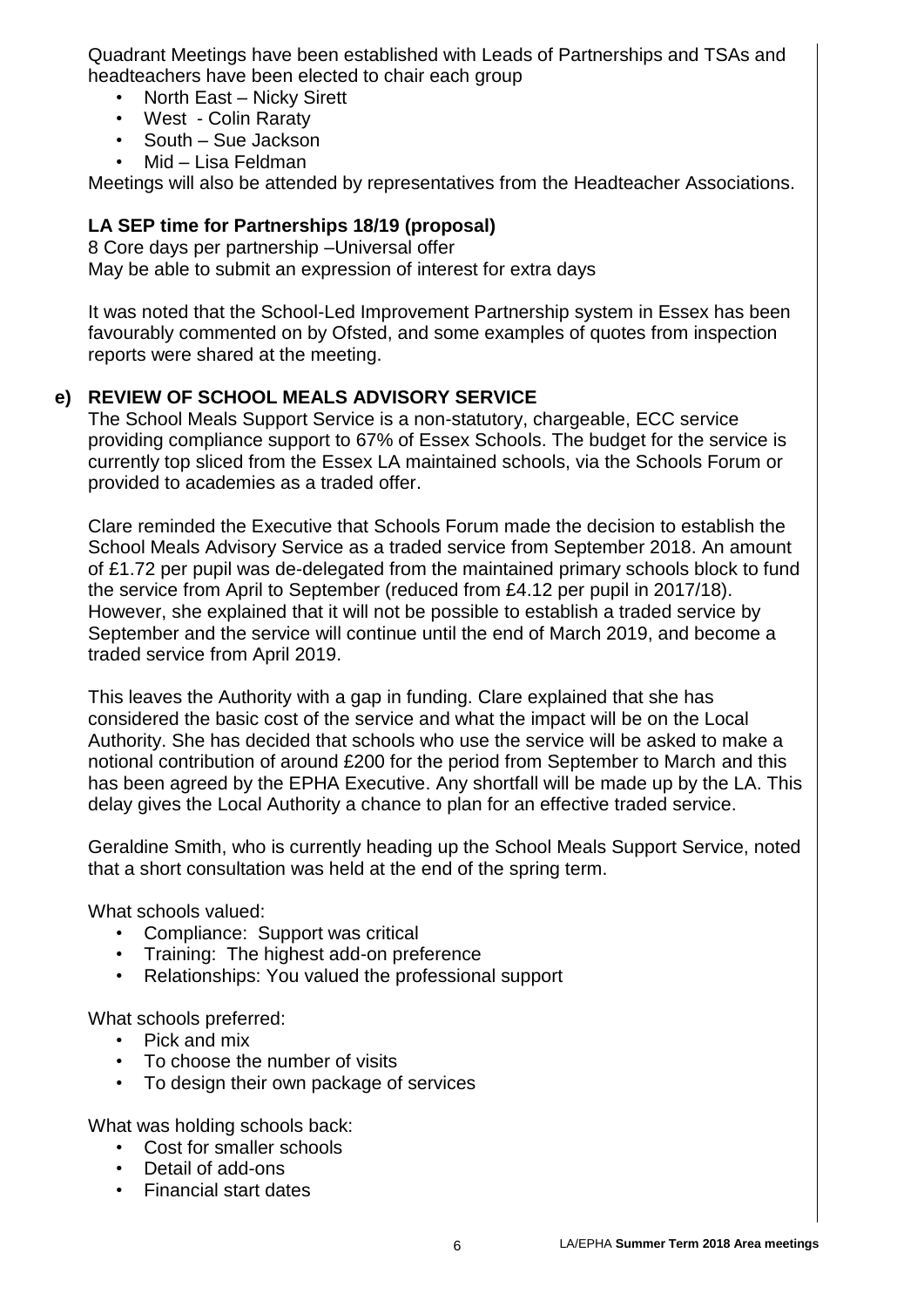Quadrant Meetings have been established with Leads of Partnerships and TSAs and headteachers have been elected to chair each group

- North East – Nicky Sirett
- West - Colin Raraty
- South – Sue Jackson
- Mid – Lisa Feldman

Meetings will also be attended by representatives from the Headteacher Associations.

**LA SEP time for Partnerships 18/19 (proposal)**

8 Core days per partnership –Universal offer
May be able to submit an expression of interest for extra days

It was noted that the School-Led Improvement Partnership system in Essex has been favourably commented on by Ofsted, and some examples of quotes from inspection reports were shared at the meeting.

**e) REVIEW OF SCHOOL MEALS ADVISORY SERVICE**

The School Meals Support Service is a non-statutory, chargeable, ECC service providing compliance support to 67% of Essex Schools. The budget for the service is currently top sliced from the Essex LA maintained schools, via the Schools Forum or provided to academies as a traded offer.

Clare reminded the Executive that Schools Forum made the decision to establish the School Meals Advisory Service as a traded service from September 2018. An amount of £1.72 per pupil was de-delegated from the maintained primary schools block to fund the service from April to September (reduced from £4.12 per pupil in 2017/18). However, she explained that it will not be possible to establish a traded service by September and the service will continue until the end of March 2019, and become a traded service from April 2019.

This leaves the Authority with a gap in funding. Clare explained that she has considered the basic cost of the service and what the impact will be on the Local Authority. She has decided that schools who use the service will be asked to make a notional contribution of around £200 for the period from September to March and this has been agreed by the EPHA Executive. Any shortfall will be made up by the LA. This delay gives the Local Authority a chance to plan for an effective traded service.

Geraldine Smith, who is currently heading up the School Meals Support Service, noted that a short consultation was held at the end of the spring term.

What schools valued:

- Compliance: Support was critical
- Training: The highest add-on preference
- Relationships: You valued the professional support

What schools preferred:

- Pick and mix
- To choose the number of visits
- To design their own package of services

What was holding schools back:

- Cost for smaller schools
- Detail of add-ons
- Financial start dates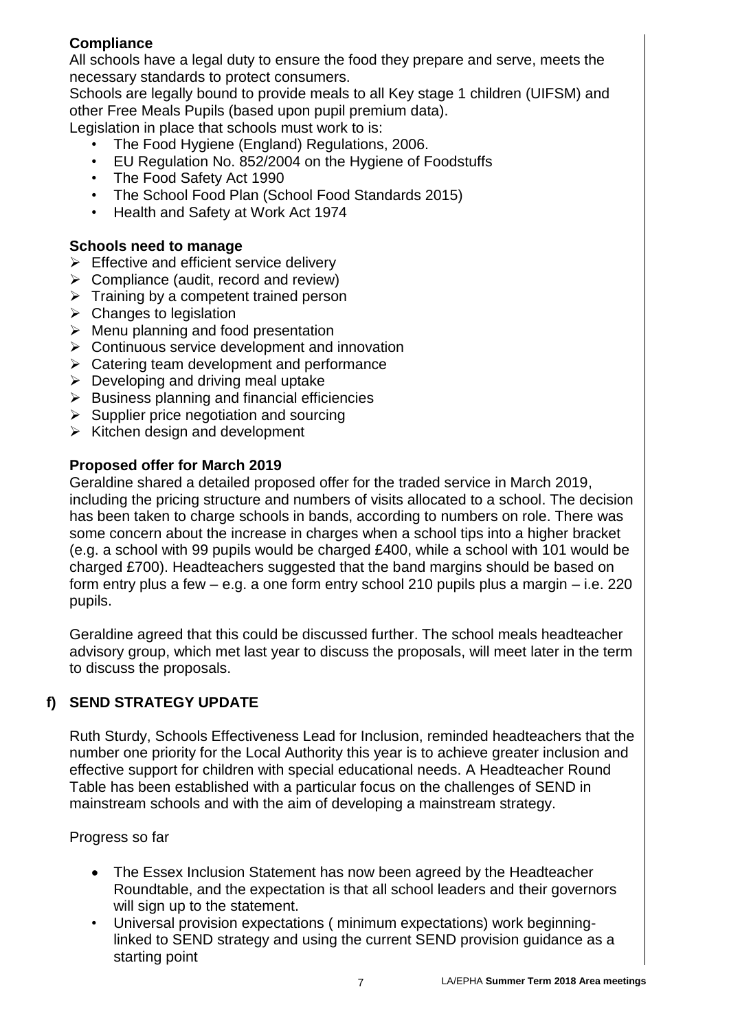**Compliance**

All schools have a legal duty to ensure the food they prepare and serve, meets the necessary standards to protect consumers.

Schools are legally bound to provide meals to all Key stage 1 children (UIFSM) and other Free Meals Pupils (based upon pupil premium data).

Legislation in place that schools must work to is:

- The Food Hygiene (England) Regulations, 2006.
- EU Regulation No. 852/2004 on the Hygiene of Foodstuffs
- The Food Safety Act 1990
- The School Food Plan (School Food Standards 2015)
- Health and Safety at Work Act 1974

**Schools need to manage**

- Effective and efficient service delivery
- Compliance (audit, record and review)
- Training by a competent trained person
- Changes to legislation
- Menu planning and food presentation
- Continuous service development and innovation
- Catering team development and performance
- Developing and driving meal uptake
- Business planning and financial efficiencies
- Supplier price negotiation and sourcing
- Kitchen design and development

**Proposed offer for March 2019**

Geraldine shared a detailed proposed offer for the traded service in March 2019, including the pricing structure and numbers of visits allocated to a school. The decision has been taken to charge schools in bands, according to numbers on role. There was some concern about the increase in charges when a school tips into a higher bracket (e.g. a school with 99 pupils would be charged £400, while a school with 101 would be charged £700). Headteachers suggested that the band margins should be based on form entry plus a few – e.g. a one form entry school 210 pupils plus a margin – i.e. 220 pupils.

Geraldine agreed that this could be discussed further. The school meals headteacher advisory group, which met last year to discuss the proposals, will meet later in the term to discuss the proposals.

## f) SEND STRATEGY UPDATE

Ruth Sturdy, Schools Effectiveness Lead for Inclusion, reminded headteachers that the number one priority for the Local Authority this year is to achieve greater inclusion and effective support for children with special educational needs. A Headteacher Round Table has been established with a particular focus on the challenges of SEND in mainstream schools and with the aim of developing a mainstream strategy.

Progress so far

- The Essex Inclusion Statement has now been agreed by the Headteacher Roundtable, and the expectation is that all school leaders and their governors will sign up to the statement.
- Universal provision expectations ( minimum expectations) work beginning- linked to SEND strategy and using the current SEND provision guidance as a starting point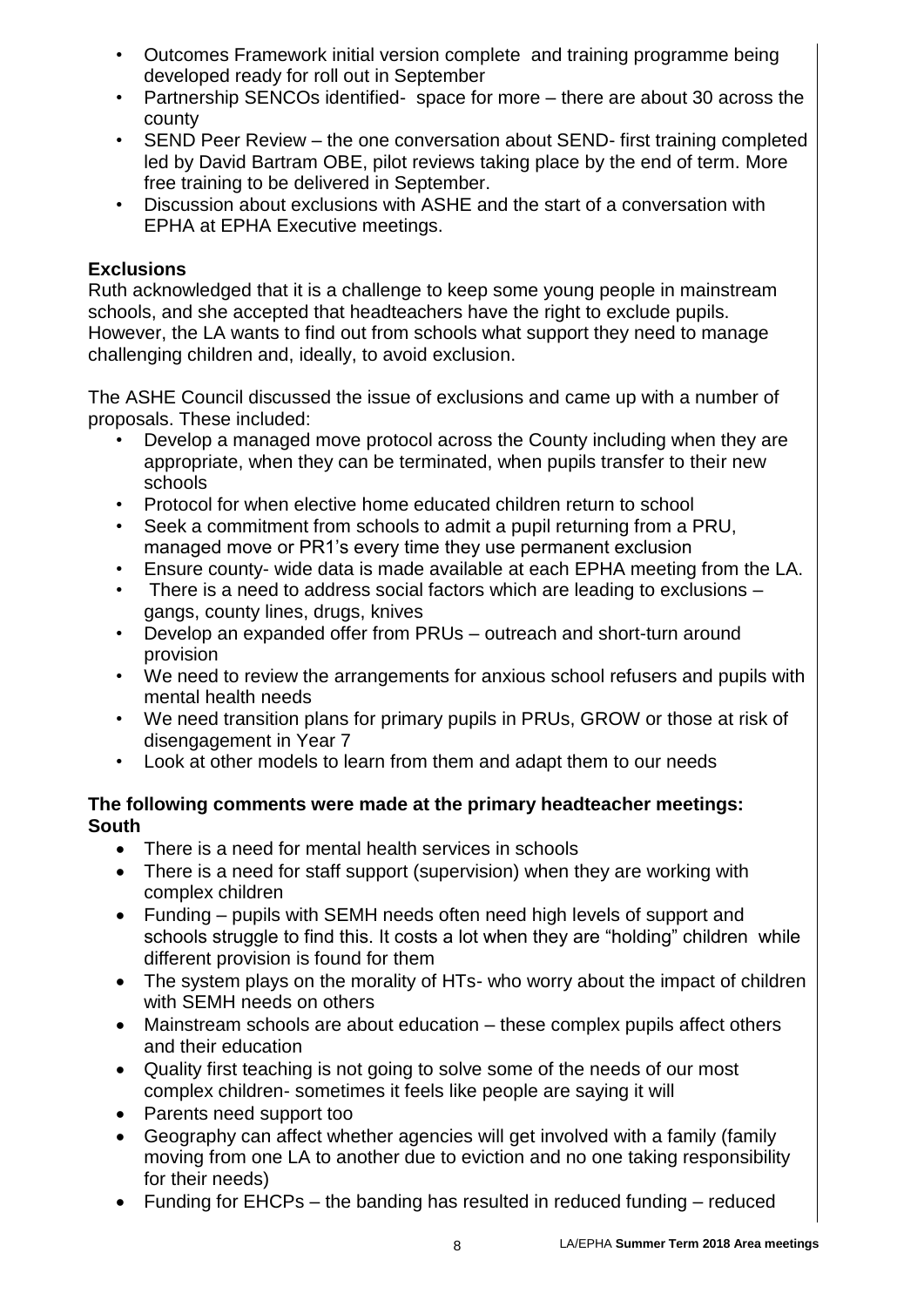- Outcomes Framework initial version complete and training programme being developed ready for roll out in September
- Partnership SENCOs identified- space for more – there are about 30 across the county
- SEND Peer Review – the one conversation about SEND- first training completed led by David Bartram OBE, pilot reviews taking place by the end of term. More free training to be delivered in September.
- Discussion about exclusions with ASHE and the start of a conversation with EPHA at EPHA Executive meetings.

**Exclusions**

Ruth acknowledged that it is a challenge to keep some young people in mainstream schools, and she accepted that headteachers have the right to exclude pupils. However, the LA wants to find out from schools what support they need to manage challenging children and, ideally, to avoid exclusion.

The ASHE Council discussed the issue of exclusions and came up with a number of proposals. These included:

- Develop a managed move protocol across the County including when they are appropriate, when they can be terminated, when pupils transfer to their new schools
- Protocol for when elective home educated children return to school
- Seek a commitment from schools to admit a pupil returning from a PRU, managed move or PR1's every time they use permanent exclusion
- Ensure county- wide data is made available at each EPHA meeting from the LA.
- There is a need to address social factors which are leading to exclusions – gangs, county lines, drugs, knives
- Develop an expanded offer from PRUs – outreach and short-turn around provision
- We need to review the arrangements for anxious school refusers and pupils with mental health needs
- We need transition plans for primary pupils in PRUs, GROW or those at risk of disengagement in Year 7
- Look at other models to learn from them and adapt them to our needs

**The following comments were made at the primary headteacher meetings:**
**South**

- There is a need for mental health services in schools
- There is a need for staff support (supervision) when they are working with complex children
- Funding – pupils with SEMH needs often need high levels of support and schools struggle to find this. It costs a lot when they are "holding" children while different provision is found for them
- The system plays on the morality of HTs- who worry about the impact of children with SEMH needs on others
- Mainstream schools are about education – these complex pupils affect others and their education
- Quality first teaching is not going to solve some of the needs of our most complex children- sometimes it feels like people are saying it will
- Parents need support too
- Geography can affect whether agencies will get involved with a family (family moving from one LA to another due to eviction and no one taking responsibility for their needs)
- Funding for EHCPs – the banding has resulted in reduced funding – reduced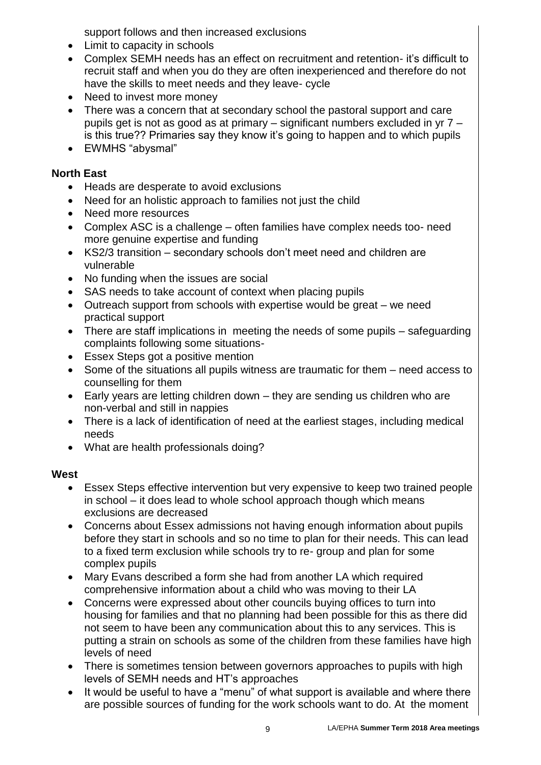support follows and then increased exclusions

- Limit to capacity in schools
- Complex SEMH needs has an effect on recruitment and retention- it's difficult to recruit staff and when you do they are often inexperienced and therefore do not have the skills to meet needs and they leave- cycle
- Need to invest more money
- There was a concern that at secondary school the pastoral support and care pupils get is not as good as at primary – significant numbers excluded in yr 7 – is this true?? Primaries say they know it's going to happen and to which pupils
- EWMHS "abysmal"

**North East**

- Heads are desperate to avoid exclusions
- Need for an holistic approach to families not just the child
- Need more resources
- Complex ASC is a challenge – often families have complex needs too- need more genuine expertise and funding
- KS2/3 transition – secondary schools don't meet need and children are vulnerable
- No funding when the issues are social
- SAS needs to take account of context when placing pupils
- Outreach support from schools with expertise would be great – we need practical support
- There are staff implications in meeting the needs of some pupils – safeguarding complaints following some situations-
- Essex Steps got a positive mention
- Some of the situations all pupils witness are traumatic for them – need access to counselling for them
- Early years are letting children down – they are sending us children who are non-verbal and still in nappies
- There is a lack of identification of need at the earliest stages, including medical needs
- What are health professionals doing?

**West**

- Essex Steps effective intervention but very expensive to keep two trained people in school – it does lead to whole school approach though which means exclusions are decreased
- Concerns about Essex admissions not having enough information about pupils before they start in schools and so no time to plan for their needs. This can lead to a fixed term exclusion while schools try to re- group and plan for some complex pupils
- Mary Evans described a form she had from another LA which required comprehensive information about a child who was moving to their LA
- Concerns were expressed about other councils buying offices to turn into housing for families and that no planning had been possible for this as there did not seem to have been any communication about this to any services. This is putting a strain on schools as some of the children from these families have high levels of need
- There is sometimes tension between governors approaches to pupils with high levels of SEMH needs and HT's approaches
- It would be useful to have a "menu" of what support is available and where there are possible sources of funding for the work schools want to do. At the moment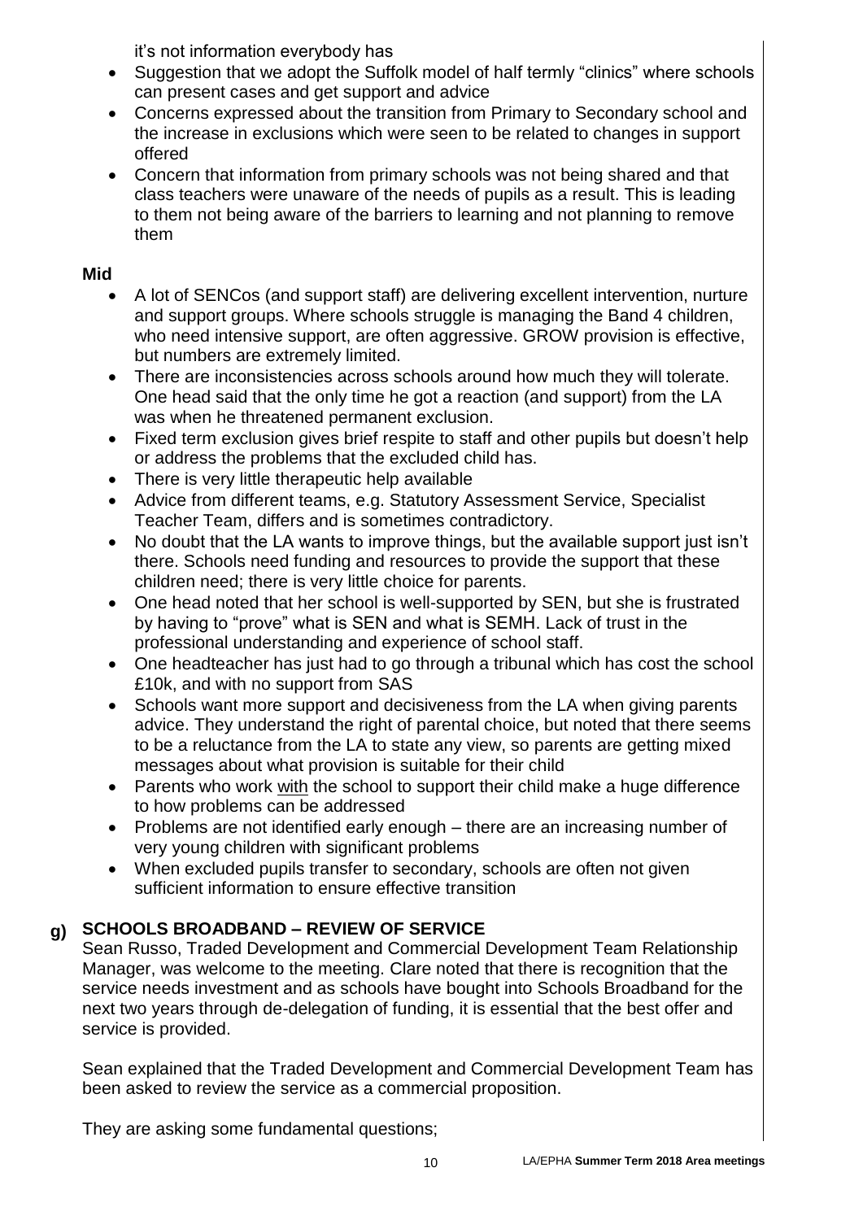it's not information everybody has

- Suggestion that we adopt the Suffolk model of half termly "clinics" where schools can present cases and get support and advice
- Concerns expressed about the transition from Primary to Secondary school and the increase in exclusions which were seen to be related to changes in support offered
- Concern that information from primary schools was not being shared and that class teachers were unaware of the needs of pupils as a result. This is leading to them not being aware of the barriers to learning and not planning to remove them

**Mid**

- A lot of SENCos (and support staff) are delivering excellent intervention, nurture and support groups. Where schools struggle is managing the Band 4 children, who need intensive support, are often aggressive. GROW provision is effective, but numbers are extremely limited.
- There are inconsistencies across schools around how much they will tolerate. One head said that the only time he got a reaction (and support) from the LA was when he threatened permanent exclusion.
- Fixed term exclusion gives brief respite to staff and other pupils but doesn't help or address the problems that the excluded child has.
- There is very little therapeutic help available
- Advice from different teams, e.g. Statutory Assessment Service, Specialist Teacher Team, differs and is sometimes contradictory.
- No doubt that the LA wants to improve things, but the available support just isn't there. Schools need funding and resources to provide the support that these children need; there is very little choice for parents.
- One head noted that her school is well-supported by SEN, but she is frustrated by having to "prove" what is SEN and what is SEMH. Lack of trust in the professional understanding and experience of school staff.
- One headteacher has just had to go through a tribunal which has cost the school £10k, and with no support from SAS
- Schools want more support and decisiveness from the LA when giving parents advice. They understand the right of parental choice, but noted that there seems to be a reluctance from the LA to state any view, so parents are getting mixed messages about what provision is suitable for their child
- Parents who work with the school to support their child make a huge difference to how problems can be addressed
- Problems are not identified early enough – there are an increasing number of very young children with significant problems
- When excluded pupils transfer to secondary, schools are often not given sufficient information to ensure effective transition

## g) SCHOOLS BROADBAND – REVIEW OF SERVICE

Sean Russo, Traded Development and Commercial Development Team Relationship Manager, was welcome to the meeting. Clare noted that there is recognition that the service needs investment and as schools have bought into Schools Broadband for the next two years through de-delegation of funding, it is essential that the best offer and service is provided.

Sean explained that the Traded Development and Commercial Development Team has been asked to review the service as a commercial proposition.

They are asking some fundamental questions;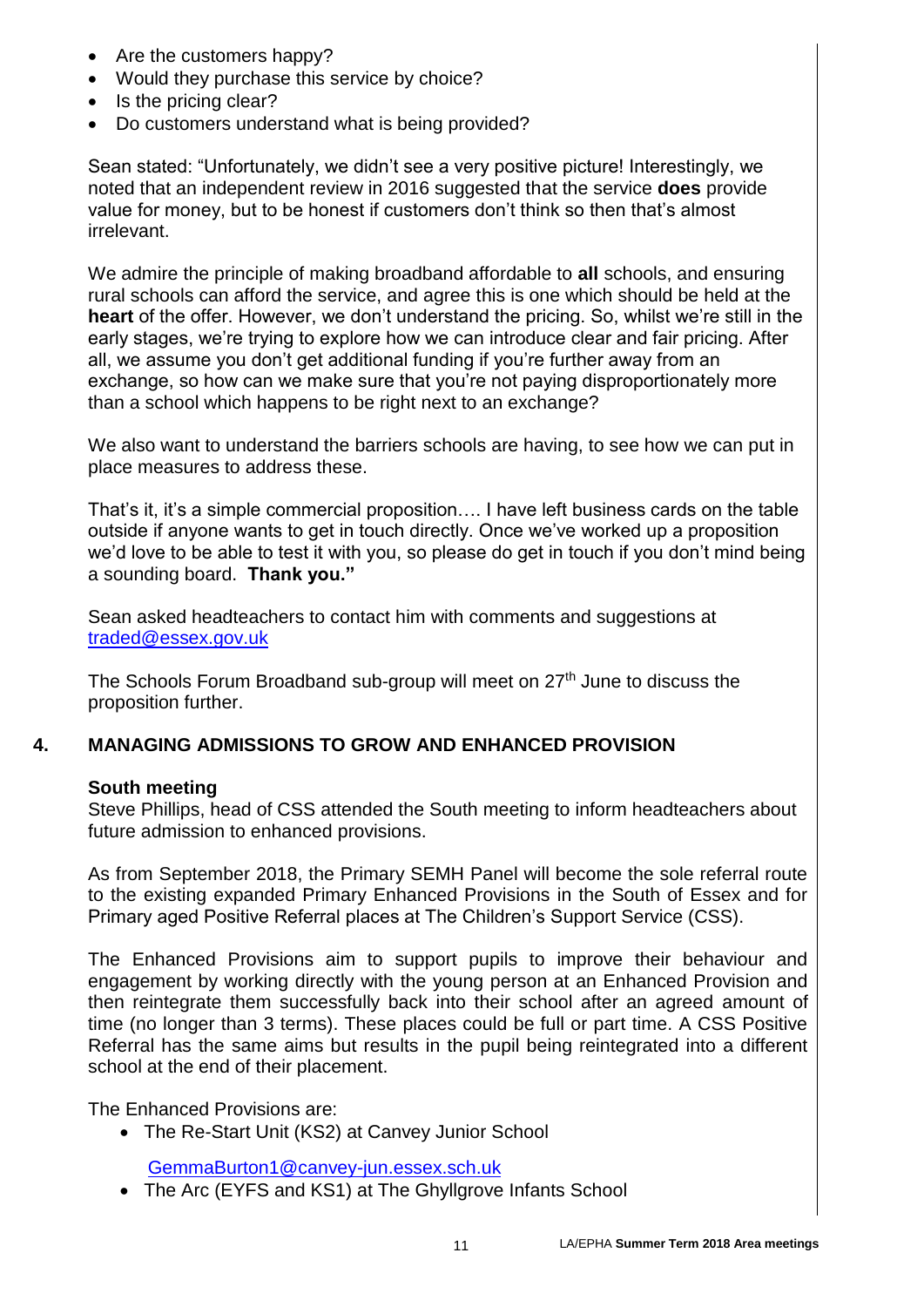- Are the customers happy?
- Would they purchase this service by choice?
- Is the pricing clear?
- Do customers understand what is being provided?

Sean stated: "Unfortunately, we didn't see a very positive picture! Interestingly, we noted that an independent review in 2016 suggested that the service **does** provide value for money, but to be honest if customers don't think so then that's almost irrelevant.

We admire the principle of making broadband affordable to **all** schools, and ensuring rural schools can afford the service, and agree this is one which should be held at the **heart** of the offer. However, we don't understand the pricing. So, whilst we're still in the early stages, we're trying to explore how we can introduce clear and fair pricing. After all, we assume you don't get additional funding if you're further away from an exchange, so how can we make sure that you're not paying disproportionately more than a school which happens to be right next to an exchange?

We also want to understand the barriers schools are having, to see how we can put in place measures to address these.

That's it, it's a simple commercial proposition…. I have left business cards on the table outside if anyone wants to get in touch directly. Once we've worked up a proposition we'd love to be able to test it with you, so please do get in touch if you don't mind being a sounding board. **Thank you."**

Sean asked headteachers to contact him with comments and suggestions at traded@essex.gov.uk

The Schools Forum Broadband sub-group will meet on 27th June to discuss the proposition further.

## 4. MANAGING ADMISSIONS TO GROW AND ENHANCED PROVISION

**South meeting**
Steve Phillips, head of CSS attended the South meeting to inform headteachers about future admission to enhanced provisions.

As from September 2018, the Primary SEMH Panel will become the sole referral route to the existing expanded Primary Enhanced Provisions in the South of Essex and for Primary aged Positive Referral places at The Children's Support Service (CSS).

The Enhanced Provisions aim to support pupils to improve their behaviour and engagement by working directly with the young person at an Enhanced Provision and then reintegrate them successfully back into their school after an agreed amount of time (no longer than 3 terms). These places could be full or part time. A CSS Positive Referral has the same aims but results in the pupil being reintegrated into a different school at the end of their placement.

The Enhanced Provisions are:

- The Re-Start Unit (KS2) at Canvey Junior School

  GemmaBurton1@canvey-jun.essex.sch.uk
- The Arc (EYFS and KS1) at The Ghyllgrove Infants School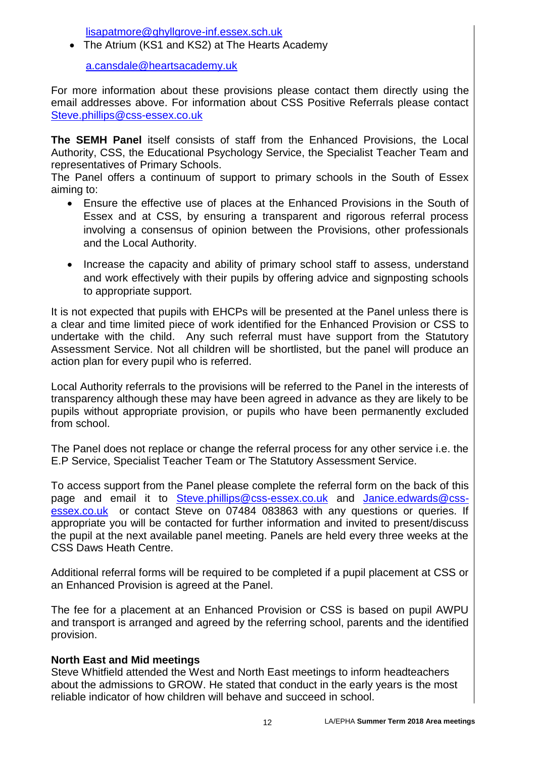lisapatmore@ghyllgrove-inf.essex.sch.uk

- The Atrium (KS1 and KS2) at The Hearts Academy

  a.cansdale@heartsacademy.uk

For more information about these provisions please contact them directly using the email addresses above. For information about CSS Positive Referrals please contact Steve.phillips@css-essex.co.uk

**The SEMH Panel** itself consists of staff from the Enhanced Provisions, the Local Authority, CSS, the Educational Psychology Service, the Specialist Teacher Team and representatives of Primary Schools.
The Panel offers a continuum of support to primary schools in the South of Essex aiming to:

- Ensure the effective use of places at the Enhanced Provisions in the South of Essex and at CSS, by ensuring a transparent and rigorous referral process involving a consensus of opinion between the Provisions, other professionals and the Local Authority.
- Increase the capacity and ability of primary school staff to assess, understand and work effectively with their pupils by offering advice and signposting schools to appropriate support.

It is not expected that pupils with EHCPs will be presented at the Panel unless there is a clear and time limited piece of work identified for the Enhanced Provision or CSS to undertake with the child. Any such referral must have support from the Statutory Assessment Service. Not all children will be shortlisted, but the panel will produce an action plan for every pupil who is referred.

Local Authority referrals to the provisions will be referred to the Panel in the interests of transparency although these may have been agreed in advance as they are likely to be pupils without appropriate provision, or pupils who have been permanently excluded from school.

The Panel does not replace or change the referral process for any other service i.e. the E.P Service, Specialist Teacher Team or The Statutory Assessment Service.

To access support from the Panel please complete the referral form on the back of this page and email it to Steve.phillips@css-essex.co.uk and Janice.edwards@css-essex.co.uk or contact Steve on 07484 083863 with any questions or queries. If appropriate you will be contacted for further information and invited to present/discuss the pupil at the next available panel meeting. Panels are held every three weeks at the CSS Daws Heath Centre.

Additional referral forms will be required to be completed if a pupil placement at CSS or an Enhanced Provision is agreed at the Panel.

The fee for a placement at an Enhanced Provision or CSS is based on pupil AWPU and transport is arranged and agreed by the referring school, parents and the identified provision.

**North East and Mid meetings**
Steve Whitfield attended the West and North East meetings to inform headteachers about the admissions to GROW. He stated that conduct in the early years is the most reliable indicator of how children will behave and succeed in school.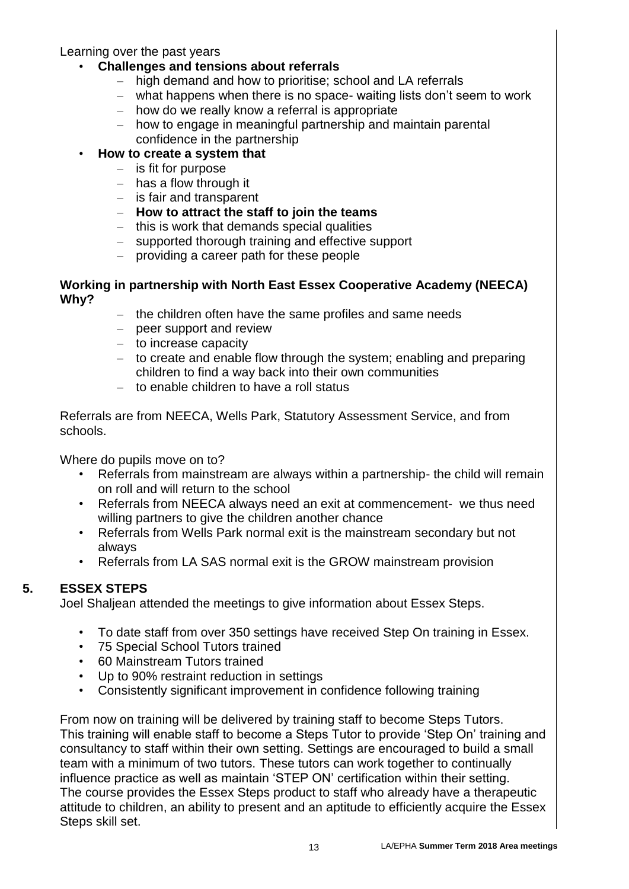Learning over the past years

- **Challenges and tensions about referrals**
  - high demand and how to prioritise; school and LA referrals
  - what happens when there is no space- waiting lists don't seem to work
  - how do we really know a referral is appropriate
  - how to engage in meaningful partnership and maintain parental confidence in the partnership
- **How to create a system that**
  - is fit for purpose
  - has a flow through it
  - is fair and transparent
  - **How to attract the staff to join the teams**
  - this is work that demands special qualities
  - supported thorough training and effective support
  - providing a career path for these people

**Working in partnership with North East Essex Cooperative Academy (NEECA) Why?**

- the children often have the same profiles and same needs
- peer support and review
- to increase capacity
- to create and enable flow through the system; enabling and preparing children to find a way back into their own communities
- to enable children to have a roll status

Referrals are from NEECA, Wells Park, Statutory Assessment Service, and from schools.

Where do pupils move on to?

- Referrals from mainstream are always within a partnership- the child will remain on roll and will return to the school
- Referrals from NEECA always need an exit at commencement- we thus need willing partners to give the children another chance
- Referrals from Wells Park normal exit is the mainstream secondary but not always
- Referrals from LA SAS normal exit is the GROW mainstream provision

## 5. ESSEX STEPS

Joel Shaljean attended the meetings to give information about Essex Steps.

- To date staff from over 350 settings have received Step On training in Essex.
- 75 Special School Tutors trained
- 60 Mainstream Tutors trained
- Up to 90% restraint reduction in settings
- Consistently significant improvement in confidence following training

From now on training will be delivered by training staff to become Steps Tutors. This training will enable staff to become a Steps Tutor to provide 'Step On' training and consultancy to staff within their own setting. Settings are encouraged to build a small team with a minimum of two tutors. These tutors can work together to continually influence practice as well as maintain 'STEP ON' certification within their setting. The course provides the Essex Steps product to staff who already have a therapeutic attitude to children, an ability to present and an aptitude to efficiently acquire the Essex Steps skill set.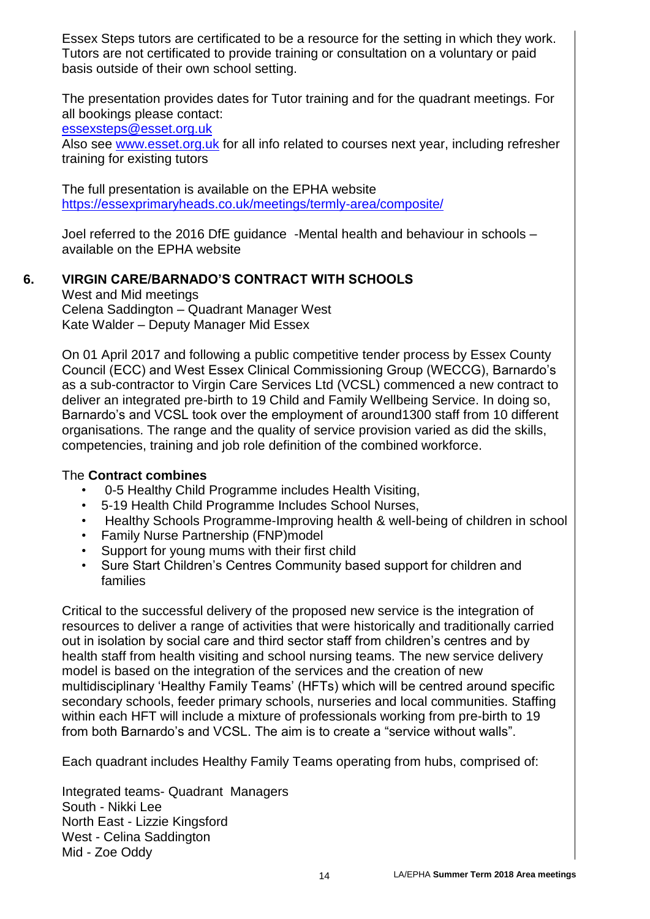Essex Steps tutors are certificated to be a resource for the setting in which they work. Tutors are not certificated to provide training or consultation on a voluntary or paid basis outside of their own school setting.

The presentation provides dates for Tutor training and for the quadrant meetings. For all bookings please contact:
essexsteps@esset.org.uk
Also see www.esset.org.uk for all info related to courses next year, including refresher training for existing tutors

The full presentation is available on the EPHA website
https://essexprimaryheads.co.uk/meetings/termly-area/composite/

Joel referred to the 2016 DfE guidance -Mental health and behaviour in schools – available on the EPHA website

## 6. VIRGIN CARE/BARNADO'S CONTRACT WITH SCHOOLS

West and Mid meetings
Celena Saddington – Quadrant Manager West
Kate Walder – Deputy Manager Mid Essex

On 01 April 2017 and following a public competitive tender process by Essex County Council (ECC) and West Essex Clinical Commissioning Group (WECCG), Barnardo's as a sub-contractor to Virgin Care Services Ltd (VCSL) commenced a new contract to deliver an integrated pre-birth to 19 Child and Family Wellbeing Service. In doing so, Barnardo's and VCSL took over the employment of around1300 staff from 10 different organisations. The range and the quality of service provision varied as did the skills, competencies, training and job role definition of the combined workforce.

The **Contract combines**

- 0-5 Healthy Child Programme includes Health Visiting,
- 5-19 Health Child Programme Includes School Nurses,
- Healthy Schools Programme-Improving health & well-being of children in school
- Family Nurse Partnership (FNP)model
- Support for young mums with their first child
- Sure Start Children's Centres Community based support for children and families

Critical to the successful delivery of the proposed new service is the integration of resources to deliver a range of activities that were historically and traditionally carried out in isolation by social care and third sector staff from children's centres and by health staff from health visiting and school nursing teams. The new service delivery model is based on the integration of the services and the creation of new multidisciplinary 'Healthy Family Teams' (HFTs) which will be centred around specific secondary schools, feeder primary schools, nurseries and local communities. Staffing within each HFT will include a mixture of professionals working from pre-birth to 19 from both Barnardo's and VCSL. The aim is to create a "service without walls".

Each quadrant includes Healthy Family Teams operating from hubs, comprised of:

Integrated teams- Quadrant Managers
South - Nikki Lee
North East - Lizzie Kingsford
West - Celina Saddington
Mid - Zoe Oddy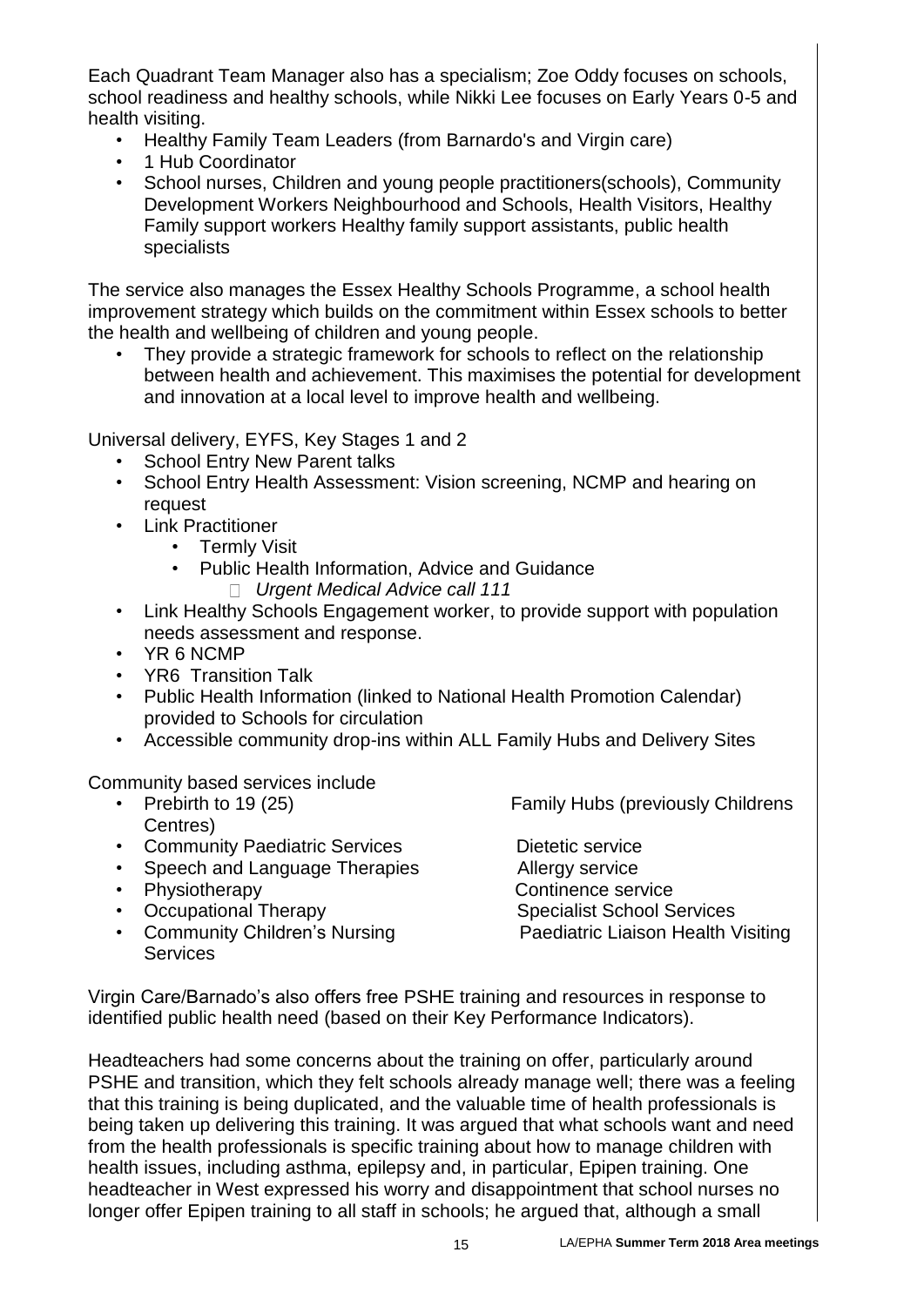Each Quadrant Team Manager also has a specialism; Zoe Oddy focuses on schools, school readiness and healthy schools, while Nikki Lee focuses on Early Years 0-5 and health visiting.

- Healthy Family Team Leaders (from Barnardo's and Virgin care)
- 1 Hub Coordinator
- School nurses, Children and young people practitioners(schools), Community Development Workers Neighbourhood and Schools, Health Visitors, Healthy Family support workers Healthy family support assistants, public health specialists

The service also manages the Essex Healthy Schools Programme, a school health improvement strategy which builds on the commitment within Essex schools to better the health and wellbeing of children and young people.

- They provide a strategic framework for schools to reflect on the relationship between health and achievement. This maximises the potential for development and innovation at a local level to improve health and wellbeing.

Universal delivery, EYFS, Key Stages 1 and 2

- School Entry New Parent talks
- School Entry Health Assessment: Vision screening, NCMP and hearing on request
- Link Practitioner
  - Termly Visit
  - Public Health Information, Advice and Guidance
    - *Urgent Medical Advice call 111*
- Link Healthy Schools Engagement worker, to provide support with population needs assessment and response.
- YR 6 NCMP
- YR6 Transition Talk
- Public Health Information (linked to National Health Promotion Calendar) provided to Schools for circulation
- Accessible community drop-ins within ALL Family Hubs and Delivery Sites

Community based services include

- Prebirth to 19 (25) Family Hubs (previously Childrens Centres)
- Community Paediatric Services
- Speech and Language Therapies
- Physiotherapy
- Occupational Therapy
- Community Children's Nursing Services
- Dietetic service
- Allergy service
- Continence service
- Specialist School Services
- Paediatric Liaison Health Visiting

Virgin Care/Barnado's also offers free PSHE training and resources in response to identified public health need (based on their Key Performance Indicators).

Headteachers had some concerns about the training on offer, particularly around PSHE and transition, which they felt schools already manage well; there was a feeling that this training is being duplicated, and the valuable time of health professionals is being taken up delivering this training. It was argued that what schools want and need from the health professionals is specific training about how to manage children with health issues, including asthma, epilepsy and, in particular, Epipen training. One headteacher in West expressed his worry and disappointment that school nurses no longer offer Epipen training to all staff in schools; he argued that, although a small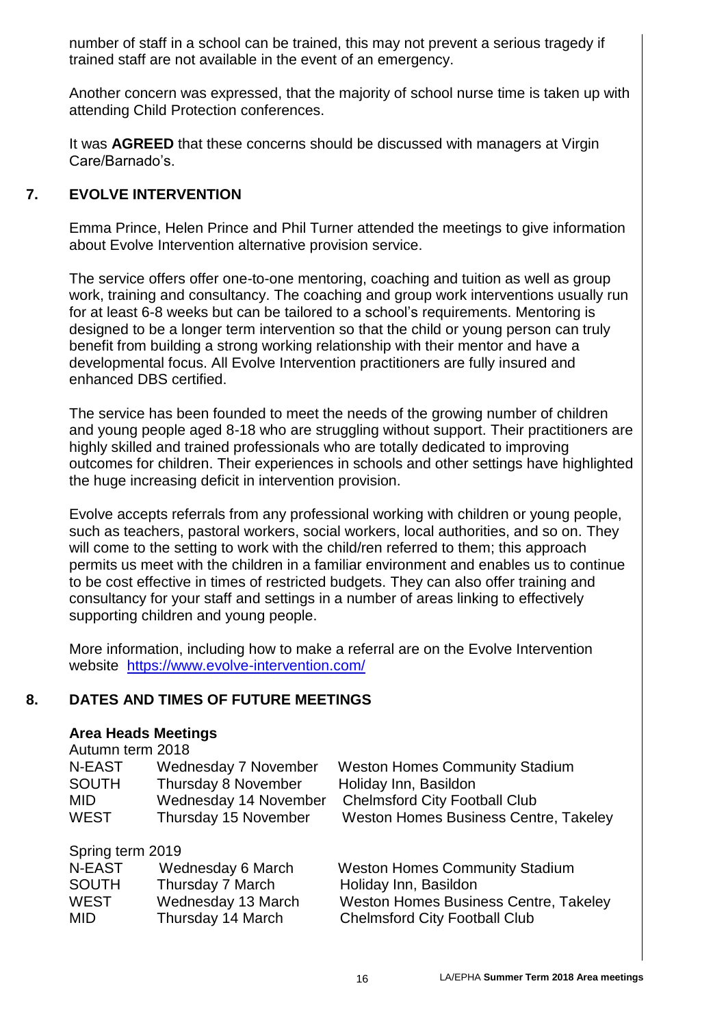number of staff in a school can be trained, this may not prevent a serious tragedy if trained staff are not available in the event of an emergency.

Another concern was expressed, that the majority of school nurse time is taken up with attending Child Protection conferences.

It was **AGREED** that these concerns should be discussed with managers at Virgin Care/Barnado's.

## 7. EVOLVE INTERVENTION

Emma Prince, Helen Prince and Phil Turner attended the meetings to give information about Evolve Intervention alternative provision service.

The service offers offer one-to-one mentoring, coaching and tuition as well as group work, training and consultancy. The coaching and group work interventions usually run for at least 6-8 weeks but can be tailored to a school's requirements. Mentoring is designed to be a longer term intervention so that the child or young person can truly benefit from building a strong working relationship with their mentor and have a developmental focus. All Evolve Intervention practitioners are fully insured and enhanced DBS certified.

The service has been founded to meet the needs of the growing number of children and young people aged 8-18 who are struggling without support. Their practitioners are highly skilled and trained professionals who are totally dedicated to improving outcomes for children. Their experiences in schools and other settings have highlighted the huge increasing deficit in intervention provision.

Evolve accepts referrals from any professional working with children or young people, such as teachers, pastoral workers, social workers, local authorities, and so on. They will come to the setting to work with the child/ren referred to them; this approach permits us meet with the children in a familiar environment and enables us to continue to be cost effective in times of restricted budgets. They can also offer training and consultancy for your staff and settings in a number of areas linking to effectively supporting children and young people.

More information, including how to make a referral are on the Evolve Intervention website https://www.evolve-intervention.com/

## 8. DATES AND TIMES OF FUTURE MEETINGS

**Area Heads Meetings**

Autumn term 2018

| | | |
|---|---|---|
| N-EAST | Wednesday 7 November | Weston Homes Community Stadium |
| SOUTH | Thursday 8 November | Holiday Inn, Basildon |
| MID | Wednesday 14 November | Chelmsford City Football Club |
| WEST | Thursday 15 November | Weston Homes Business Centre, Takeley |

Spring term 2019

| | | |
|---|---|---|
| N-EAST | Wednesday 6 March | Weston Homes Community Stadium |
| SOUTH | Thursday 7 March | Holiday Inn, Basildon |
| WEST | Wednesday 13 March | Weston Homes Business Centre, Takeley |
| MID | Thursday 14 March | Chelmsford City Football Club |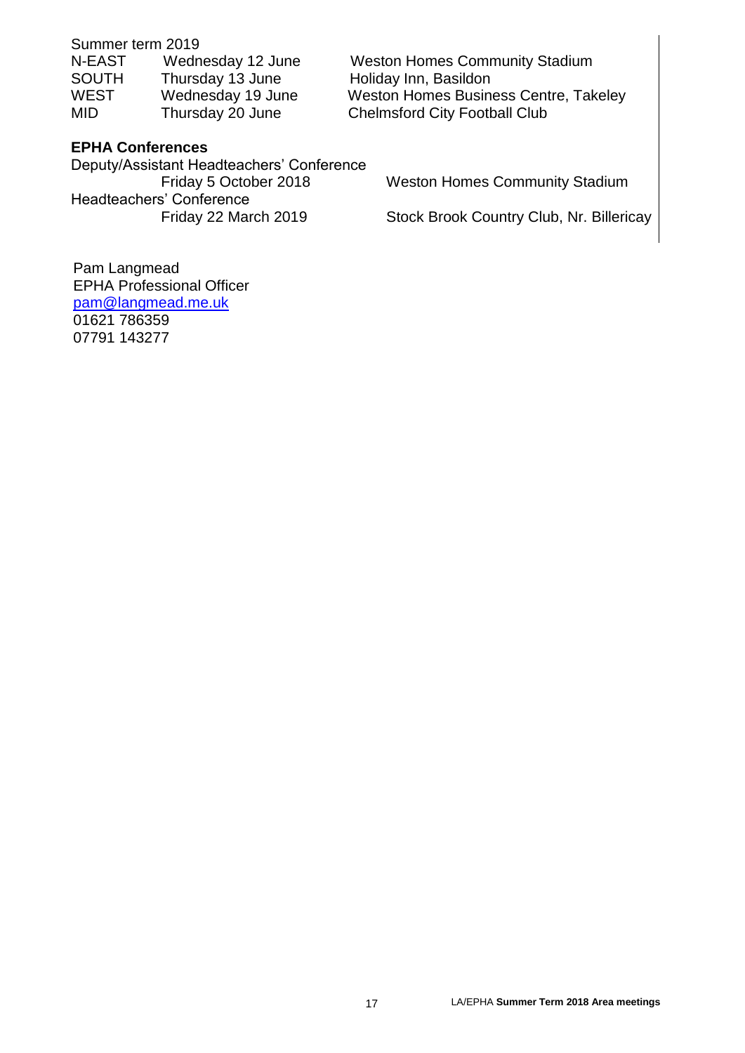Summer term 2019

| | | |
|---|---|---|
| N-EAST | Wednesday 12 June | Weston Homes Community Stadium |
| SOUTH | Thursday 13 June | Holiday Inn, Basildon |
| WEST | Wednesday 19 June | Weston Homes Business Centre, Takeley |
| MID | Thursday 20 June | Chelmsford City Football Club |

**EPHA Conferences**

Deputy/Assistant Headteachers' Conference
Friday 5 October 2018 — Weston Homes Community Stadium

Headteachers' Conference
Friday 22 March 2019 — Stock Brook Country Club, Nr. Billericay

Pam Langmead
EPHA Professional Officer
pam@langmead.me.uk
01621 786359
07791 143277